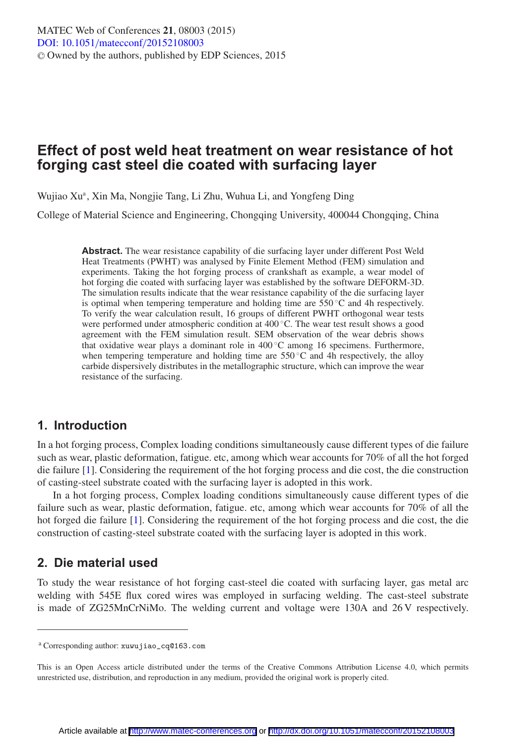# Effect of post weld heat treatment on wear resistance of hot forging cast steel die coated with surfacing layer

Wujiao Xu[a], Xin Ma, Nongjie Tang, Li Zhu, Wuhua Li, and Yongfeng Ding

College of Material Science and Engineering, Chongqing University, 400044 Chongqing, China

**Abstract.** The wear resistance capability of die surfacing layer under different Post Weld Heat Treatments (PWHT) was analysed by Finite Element Method (FEM) simulation and experiments. Taking the hot forging process of crankshaft as example, a wear model of hot forging die coated with surfacing layer was established by the software DEFORM-3D. The simulation results indicate that the wear resistance capability of the die surfacing layer is optimal when tempering temperature and holding time are 550 °C and 4h respectively. To verify the wear calculation result, 16 groups of different PWHT orthogonal wear tests were performed under atmospheric condition at 400 °C. The wear test result shows a good agreement with the FEM simulation result. SEM observation of the wear debris shows that oxidative wear plays a dominant role in 400 °C among 16 specimens. Furthermore, when tempering temperature and holding time are 550 °C and 4h respectively, the alloy carbide dispersively distributes in the metallographic structure, which can improve the wear resistance of the surfacing.

## 1. Introduction

In a hot forging process, Complex loading conditions simultaneously cause different types of die failure such as wear, plastic deformation, fatigue. etc, among which wear accounts for 70% of all the hot forged die failure [1]. Considering the requirement of the hot forging process and die cost, the die construction of casting-steel substrate coated with the surfacing layer is adopted in this work.

In a hot forging process, Complex loading conditions simultaneously cause different types of die failure such as wear, plastic deformation, fatigue. etc, among which wear accounts for 70% of all the hot forged die failure [1]. Considering the requirement of the hot forging process and die cost, the die construction of casting-steel substrate coated with the surfacing layer is adopted in this work.

## 2. Die material used

To study the wear resistance of hot forging cast-steel die coated with surfacing layer, gas metal arc welding with 545E flux cored wires was employed in surfacing welding. The cast-steel substrate is made of ZG25MnCrNiMo. The welding current and voltage were 130A and 26 V respectively.

---

[a] Corresponding author: xuwujiao_cq@163.com

This is an Open Access article distributed under the terms of the Creative Commons Attribution License 4.0, which permits unrestricted use, distribution, and reproduction in any medium, provided the original work is properly cited.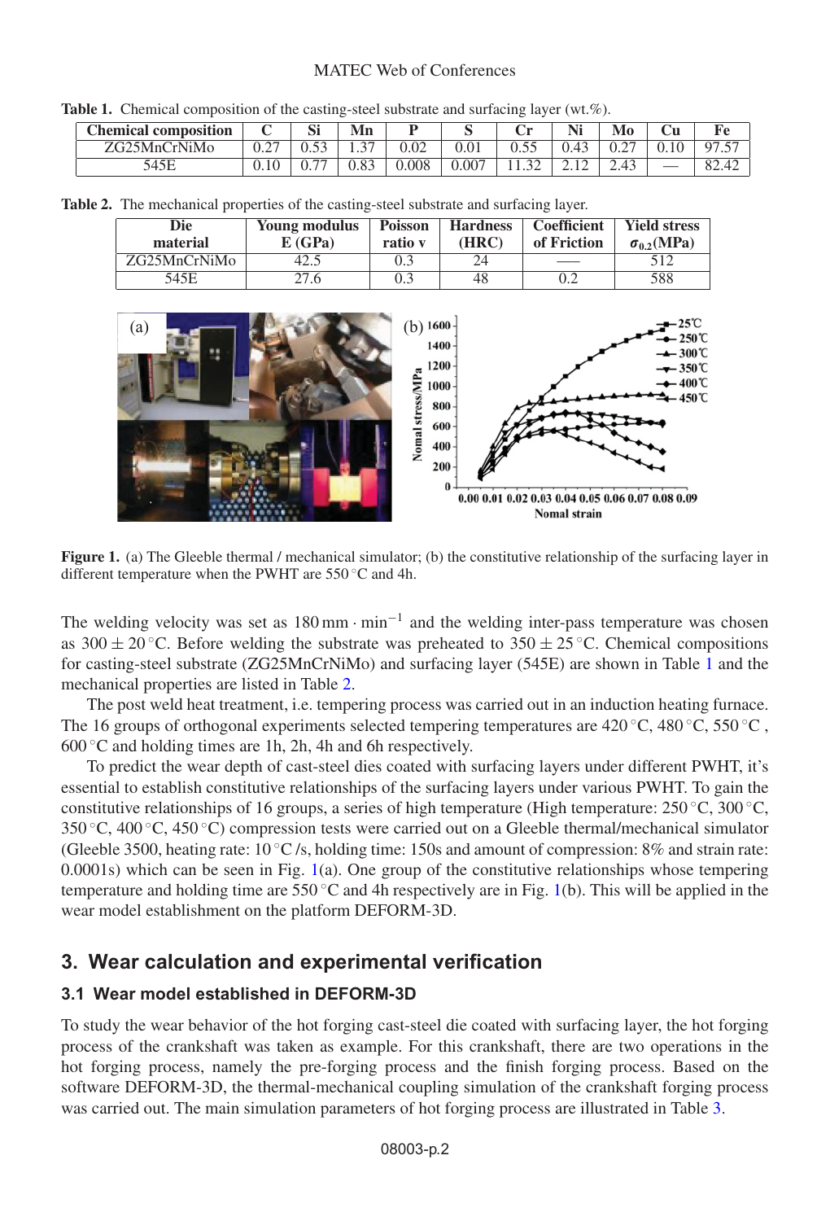**Table 1.** Chemical composition of the casting-steel substrate and surfacing layer (wt.%).

| Chemical composition | C | Si | Mn | P | S | Cr | Ni | Mo | Cu | Fe |
|---|---|---|---|---|---|---|---|---|---|---|
| ZG25MnCrNiMo | 0.27 | 0.53 | 1.37 | 0.02 | 0.01 | 0.55 | 0.43 | 0.27 | 0.10 | 97.57 |
| 545E | 0.10 | 0.77 | 0.83 | 0.008 | 0.007 | 11.32 | 2.12 | 2.43 | — | 82.42 |

**Table 2.** The mechanical properties of the casting-steel substrate and surfacing layer.

| Die material | Young modulus E (GPa) | Poisson ratio v | Hardness (HRC) | Coefficient of Friction | Yield stress $\sigma_{0.2}$(MPa) |
|---|---|---|---|---|---|
| ZG25MnCrNiMo | 42.5 | 0.3 | 24 | —— | 512 |
| 545E | 27.6 | 0.3 | 48 | 0.2 | 588 |

**Figure 1.** (a) The Gleeble thermal / mechanical simulator; (b) the constitutive relationship of the surfacing layer in different temperature when the PWHT are 550 °C and 4h.

The welding velocity was set as 180 mm · min$^{-1}$ and the welding inter-pass temperature was chosen as 300 ± 20 °C. Before welding the substrate was preheated to 350 ± 25 °C. Chemical compositions for casting-steel substrate (ZG25MnCrNiMo) and surfacing layer (545E) are shown in Table 1 and the mechanical properties are listed in Table 2.

The post weld heat treatment, i.e. tempering process was carried out in an induction heating furnace. The 16 groups of orthogonal experiments selected tempering temperatures are 420 °C, 480 °C, 550 °C , 600 °C and holding times are 1h, 2h, 4h and 6h respectively.

To predict the wear depth of cast-steel dies coated with surfacing layers under different PWHT, it's essential to establish constitutive relationships of the surfacing layers under various PWHT. To gain the constitutive relationships of 16 groups, a series of high temperature (High temperature: 250 °C, 300 °C, 350 °C, 400 °C, 450 °C) compression tests were carried out on a Gleeble thermal/mechanical simulator (Gleeble 3500, heating rate: 10 °C /s, holding time: 150s and amount of compression: 8% and strain rate: 0.0001s) which can be seen in Fig. 1(a). One group of the constitutive relationships whose tempering temperature and holding time are 550 °C and 4h respectively are in Fig. 1(b). This will be applied in the wear model establishment on the platform DEFORM-3D.

## 3. Wear calculation and experimental verification

### 3.1 Wear model established in DEFORM-3D

To study the wear behavior of the hot forging cast-steel die coated with surfacing layer, the hot forging process of the crankshaft was taken as example. For this crankshaft, there are two operations in the hot forging process, namely the pre-forging process and the finish forging process. Based on the software DEFORM-3D, the thermal-mechanical coupling simulation of the crankshaft forging process was carried out. The main simulation parameters of hot forging process are illustrated in Table 3.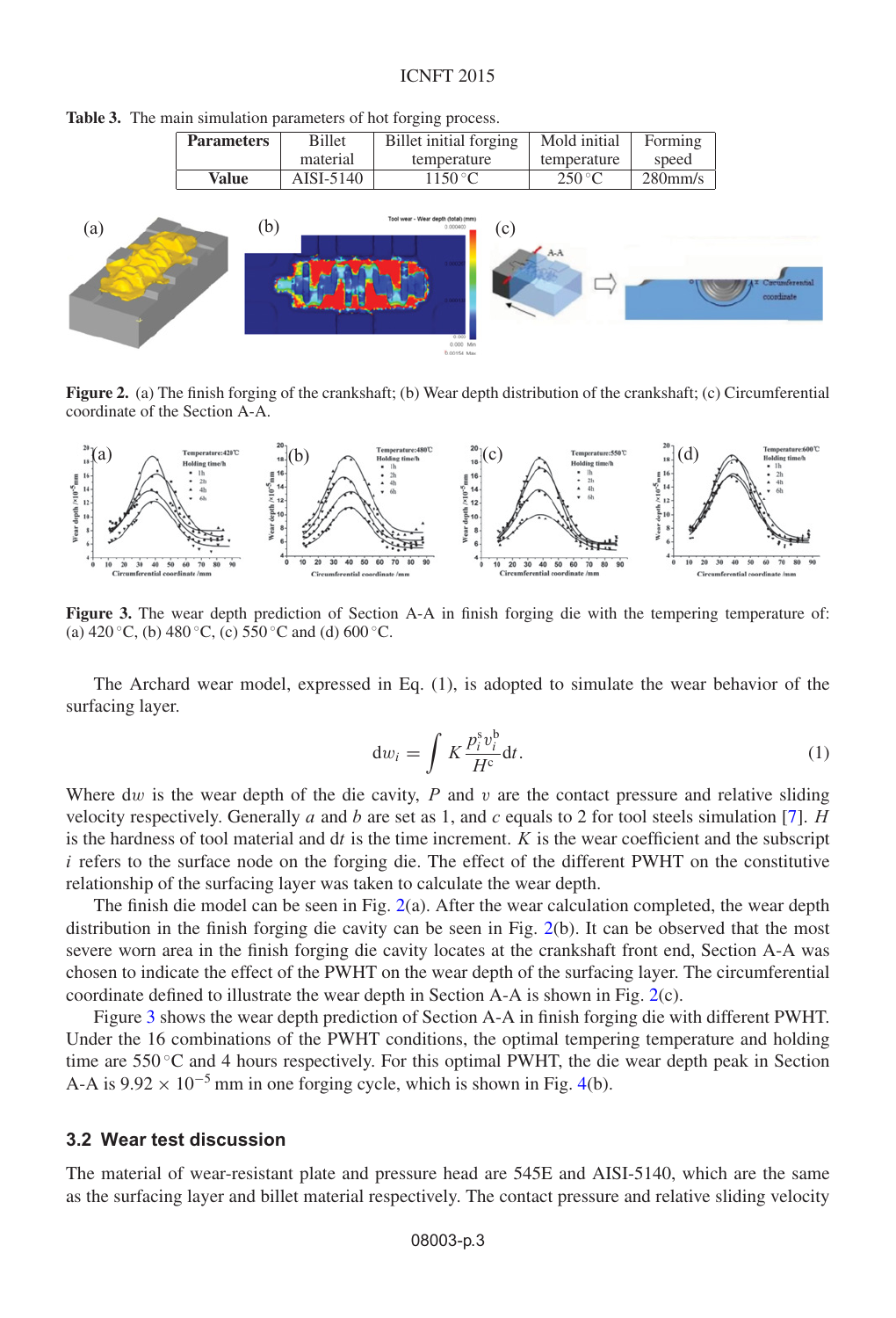**Table 3.** The main simulation parameters of hot forging process.

| Parameters | Billet material | Billet initial forging temperature | Mold initial temperature | Forming speed |
|---|---|---|---|---|
| **Value** | AISI-5140 | 1150 °C | 250 °C | 280mm/s |

**Figure 2.** (a) The finish forging of the crankshaft; (b) Wear depth distribution of the crankshaft; (c) Circumferential coordinate of the Section A-A.

**Figure 3.** The wear depth prediction of Section A-A in finish forging die with the tempering temperature of: (a) 420 °C, (b) 480 °C, (c) 550 °C and (d) 600 °C.

The Archard wear model, expressed in Eq. (1), is adopted to simulate the wear behavior of the surfacing layer.

$$dw_i = \int K \frac{p_i^{a} v_i^{b}}{H^{c}} dt. \tag{1}$$

Where $dw$ is the wear depth of the die cavity, $P$ and $v$ are the contact pressure and relative sliding velocity respectively. Generally $a$ and $b$ are set as 1, and $c$ equals to 2 for tool steels simulation [7]. $H$ is the hardness of tool material and $dt$ is the time increment. $K$ is the wear coefficient and the subscript $i$ refers to the surface node on the forging die. The effect of the different PWHT on the constitutive relationship of the surfacing layer was taken to calculate the wear depth.

The finish die model can be seen in Fig. 2(a). After the wear calculation completed, the wear depth distribution in the finish forging die cavity can be seen in Fig. 2(b). It can be observed that the most severe worn area in the finish forging die cavity locates at the crankshaft front end, Section A-A was chosen to indicate the effect of the PWHT on the wear depth of the surfacing layer. The circumferential coordinate defined to illustrate the wear depth in Section A-A is shown in Fig. 2(c).

Figure 3 shows the wear depth prediction of Section A-A in finish forging die with different PWHT. Under the 16 combinations of the PWHT conditions, the optimal tempering temperature and holding time are 550 °C and 4 hours respectively. For this optimal PWHT, the die wear depth peak in Section A-A is $9.92 \times 10^{-5}$ mm in one forging cycle, which is shown in Fig. 4(b).

### 3.2 Wear test discussion

The material of wear-resistant plate and pressure head are 545E and AISI-5140, which are the same as the surfacing layer and billet material respectively. The contact pressure and relative sliding velocity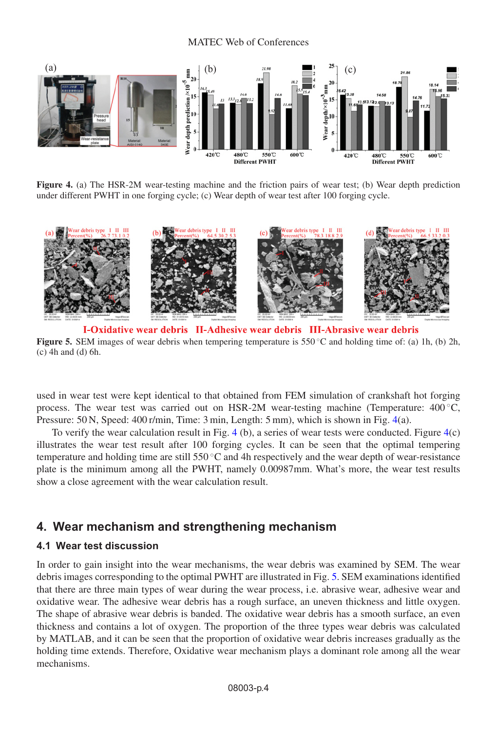**Figure 4.** (a) The HSR-2M wear-testing machine and the friction pairs of wear test; (b) Wear depth prediction under different PWHT in one forging cycle; (c) Wear depth of wear test after 100 forging cycle.

I-Oxidative wear debris II-Adhesive wear debris III-Abrasive wear debris

**Figure 5.** SEM images of wear debris when tempering temperature is 550 °C and holding time of: (a) 1h, (b) 2h, (c) 4h and (d) 6h.

used in wear test were kept identical to that obtained from FEM simulation of crankshaft hot forging process. The wear test was carried out on HSR-2M wear-testing machine (Temperature: 400 °C, Pressure: 50 N, Speed: 400 r/min, Time: 3 min, Length: 5 mm), which is shown in Fig. 4(a).

To verify the wear calculation result in Fig. 4 (b), a series of wear tests were conducted. Figure 4(c) illustrates the wear test result after 100 forging cycles. It can be seen that the optimal tempering temperature and holding time are still 550 °C and 4h respectively and the wear depth of wear-resistance plate is the minimum among all the PWHT, namely 0.00987mm. What's more, the wear test results show a close agreement with the wear calculation result.

## 4. Wear mechanism and strengthening mechanism

### 4.1 Wear test discussion

In order to gain insight into the wear mechanisms, the wear debris was examined by SEM. The wear debris images corresponding to the optimal PWHT are illustrated in Fig. 5. SEM examinations identified that there are three main types of wear during the wear process, i.e. abrasive wear, adhesive wear and oxidative wear. The adhesive wear debris has a rough surface, an uneven thickness and little oxygen. The shape of abrasive wear debris is banded. The oxidative wear debris has a smooth surface, an even thickness and contains a lot of oxygen. The proportion of the three types wear debris was calculated by MATLAB, and it can be seen that the proportion of oxidative wear debris increases gradually as the holding time extends. Therefore, Oxidative wear mechanism plays a dominant role among all the wear mechanisms.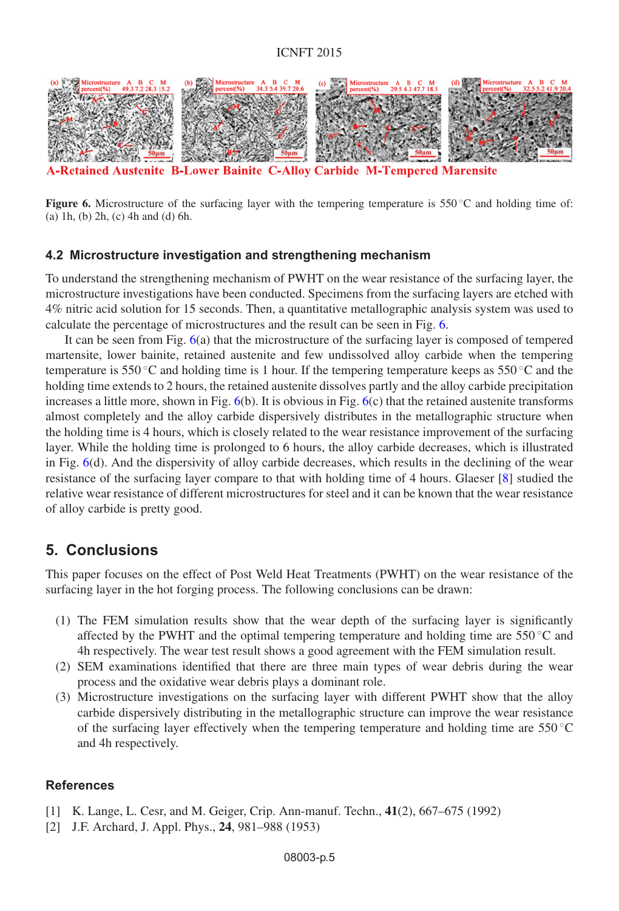A-Retained Austenite  B-Lower Bainite  C-Alloy Carbide  M-Tempered Marensite

**Figure 6.** Microstructure of the surfacing layer with the tempering temperature is 550 °C and holding time of: (a) 1h, (b) 2h, (c) 4h and (d) 6h.

### 4.2 Microstructure investigation and strengthening mechanism

To understand the strengthening mechanism of PWHT on the wear resistance of the surfacing layer, the microstructure investigations have been conducted. Specimens from the surfacing layers are etched with 4% nitric acid solution for 15 seconds. Then, a quantitative metallographic analysis system was used to calculate the percentage of microstructures and the result can be seen in Fig. 6.

It can be seen from Fig. 6(a) that the microstructure of the surfacing layer is composed of tempered martensite, lower bainite, retained austenite and few undissolved alloy carbide when the tempering temperature is 550 °C and holding time is 1 hour. If the tempering temperature keeps as 550 °C and the holding time extends to 2 hours, the retained austenite dissolves partly and the alloy carbide precipitation increases a little more, shown in Fig. 6(b). It is obvious in Fig. 6(c) that the retained austenite transforms almost completely and the alloy carbide dispersively distributes in the metallographic structure when the holding time is 4 hours, which is closely related to the wear resistance improvement of the surfacing layer. While the holding time is prolonged to 6 hours, the alloy carbide decreases, which is illustrated in Fig. 6(d). And the dispersivity of alloy carbide decreases, which results in the declining of the wear resistance of the surfacing layer compare to that with holding time of 4 hours. Glaeser [8] studied the relative wear resistance of different microstructures for steel and it can be known that the wear resistance of alloy carbide is pretty good.

## 5. Conclusions

This paper focuses on the effect of Post Weld Heat Treatments (PWHT) on the wear resistance of the surfacing layer in the hot forging process. The following conclusions can be drawn:

1. The FEM simulation results show that the wear depth of the surfacing layer is significantly affected by the PWHT and the optimal tempering temperature and holding time are 550 °C and 4h respectively. The wear test result shows a good agreement with the FEM simulation result.
2. SEM examinations identified that there are three main types of wear debris during the wear process and the oxidative wear debris plays a dominant role.
3. Microstructure investigations on the surfacing layer with different PWHT show that the alloy carbide dispersively distributing in the metallographic structure can improve the wear resistance of the surfacing layer effectively when the tempering temperature and holding time are 550 °C and 4h respectively.

### References

[1] K. Lange, L. Cesr, and M. Geiger, Crip. Ann-manuf. Techn., **41**(2), 667–675 (1992)

[2] J.F. Archard, J. Appl. Phys., **24**, 981–988 (1953)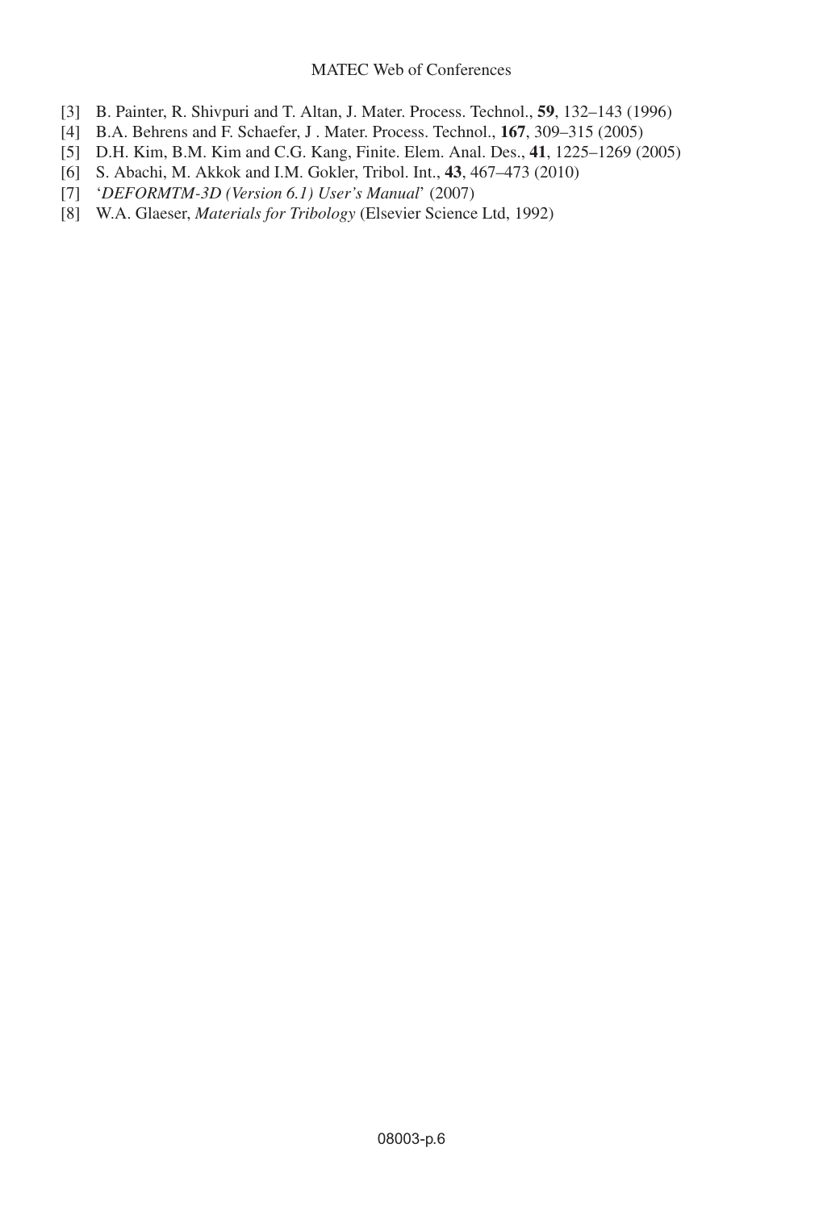[3] B. Painter, R. Shivpuri and T. Altan, J. Mater. Process. Technol., **59**, 132–143 (1996)
[4] B.A. Behrens and F. Schaefer, J . Mater. Process. Technol., **167**, 309–315 (2005)
[5] D.H. Kim, B.M. Kim and C.G. Kang, Finite. Elem. Anal. Des., **41**, 1225–1269 (2005)
[6] S. Abachi, M. Akkok and I.M. Gokler, Tribol. Int., **43**, 467–473 (2010)
[7] '*DEFORMTM-3D (Version 6.1) User's Manual*' (2007)
[8] W.A. Glaeser, *Materials for Tribology* (Elsevier Science Ltd, 1992)